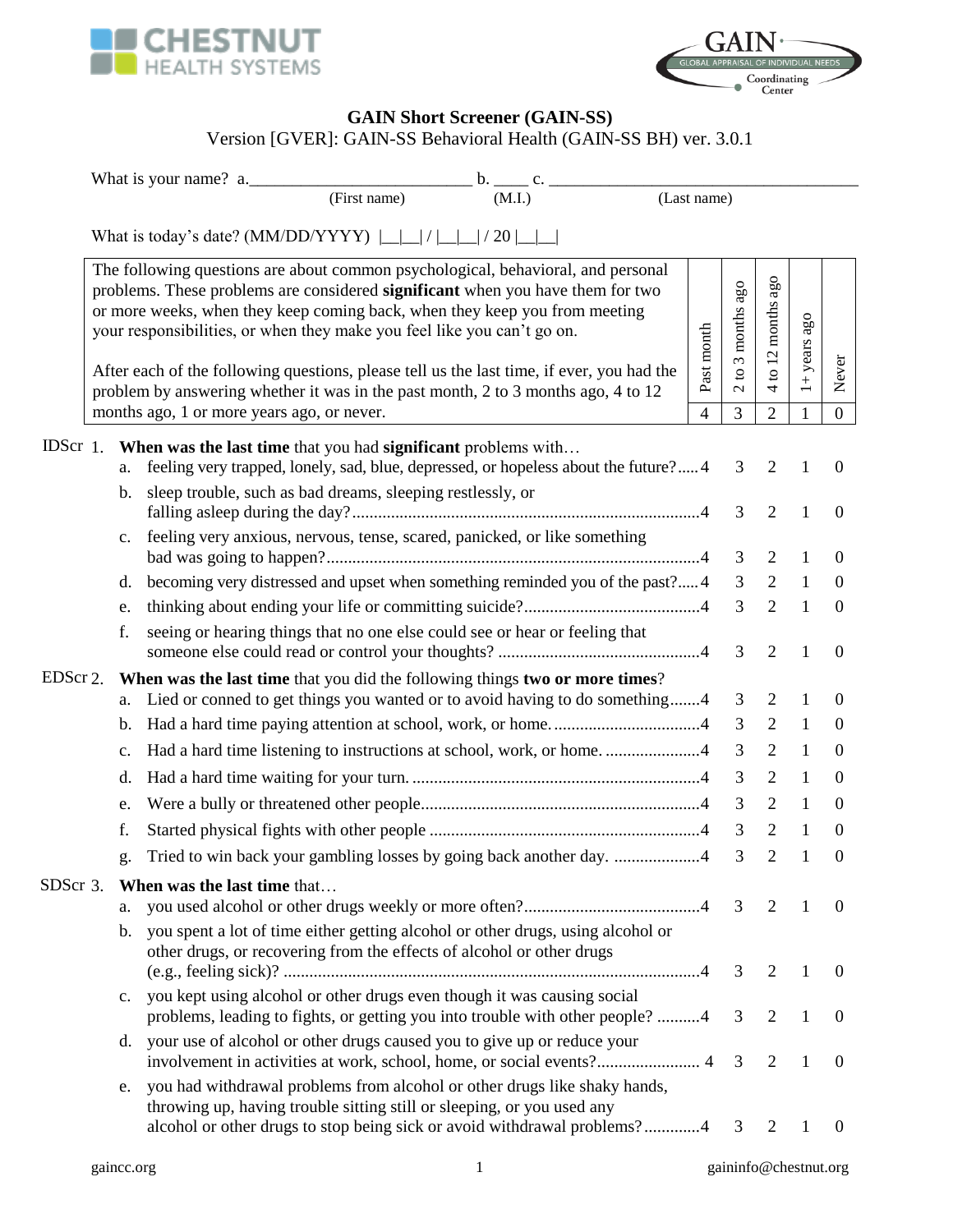# GAIN Short Screener (GAIN-SS)

Version [GVER]: GAIN-SS Behavioral Health (GAIN-SS BH) ver. 3.0.1

What is your name? a.__________________________ b. ____ c. ____________________________________
(First name) (M.I.) (Last name)

What is today's date? (MM/DD/YYYY) |__|__| / |__|__| / 20 |__|__|

| The following questions are about common psychological, behavioral, and personal problems. These problems are considered **significant** when you have them for two or more weeks, when they keep coming back, when they keep you from meeting your responsibilities, or when they make you feel like you can't go on. After each of the following questions, please tell us the last time, if ever, you had the problem by answering whether it was in the past month, 2 to 3 months ago, 4 to 12 months ago, 1 or more years ago, or never. | Past month | 2 to 3 months ago | 4 to 12 months ago | 1+ years ago | Never |
|---|---|---|---|---|---|
| | 4 | 3 | 2 | 1 | 0 |
| **IDScr 1. When was the last time** that you had **significant** problems with… | | | | | |
| a. feeling very trapped, lonely, sad, blue, depressed, or hopeless about the future? | 4 | 3 | 2 | 1 | 0 |
| b. sleep trouble, such as bad dreams, sleeping restlessly, or falling asleep during the day? | 4 | 3 | 2 | 1 | 0 |
| c. feeling very anxious, nervous, tense, scared, panicked, or like something bad was going to happen? | 4 | 3 | 2 | 1 | 0 |
| d. becoming very distressed and upset when something reminded you of the past? | 4 | 3 | 2 | 1 | 0 |
| e. thinking about ending your life or committing suicide? | 4 | 3 | 2 | 1 | 0 |
| f. seeing or hearing things that no one else could see or hear or feeling that someone else could read or control your thoughts? | 4 | 3 | 2 | 1 | 0 |
| **EDScr 2. When was the last time** that you did the following things **two or more times**? | | | | | |
| a. Lied or conned to get things you wanted or to avoid having to do something | 4 | 3 | 2 | 1 | 0 |
| b. Had a hard time paying attention at school, work, or home. | 4 | 3 | 2 | 1 | 0 |
| c. Had a hard time listening to instructions at school, work, or home. | 4 | 3 | 2 | 1 | 0 |
| d. Had a hard time waiting for your turn. | 4 | 3 | 2 | 1 | 0 |
| e. Were a bully or threatened other people | 4 | 3 | 2 | 1 | 0 |
| f. Started physical fights with other people | 4 | 3 | 2 | 1 | 0 |
| g. Tried to win back your gambling losses by going back another day. | 4 | 3 | 2 | 1 | 0 |
| **SDScr 3. When was the last time** that… | | | | | |
| a. you used alcohol or other drugs weekly or more often? | 4 | 3 | 2 | 1 | 0 |
| b. you spent a lot of time either getting alcohol or other drugs, using alcohol or other drugs, or recovering from the effects of alcohol or other drugs (e.g., feeling sick)? | 4 | 3 | 2 | 1 | 0 |
| c. you kept using alcohol or other drugs even though it was causing social problems, leading to fights, or getting you into trouble with other people? | 4 | 3 | 2 | 1 | 0 |
| d. your use of alcohol or other drugs caused you to give up or reduce your involvement in activities at work, school, home, or social events? | 4 | 3 | 2 | 1 | 0 |
| e. you had withdrawal problems from alcohol or other drugs like shaky hands, throwing up, having trouble sitting still or sleeping, or you used any alcohol or other drugs to stop being sick or avoid withdrawal problems? | 4 | 3 | 2 | 1 | 0 |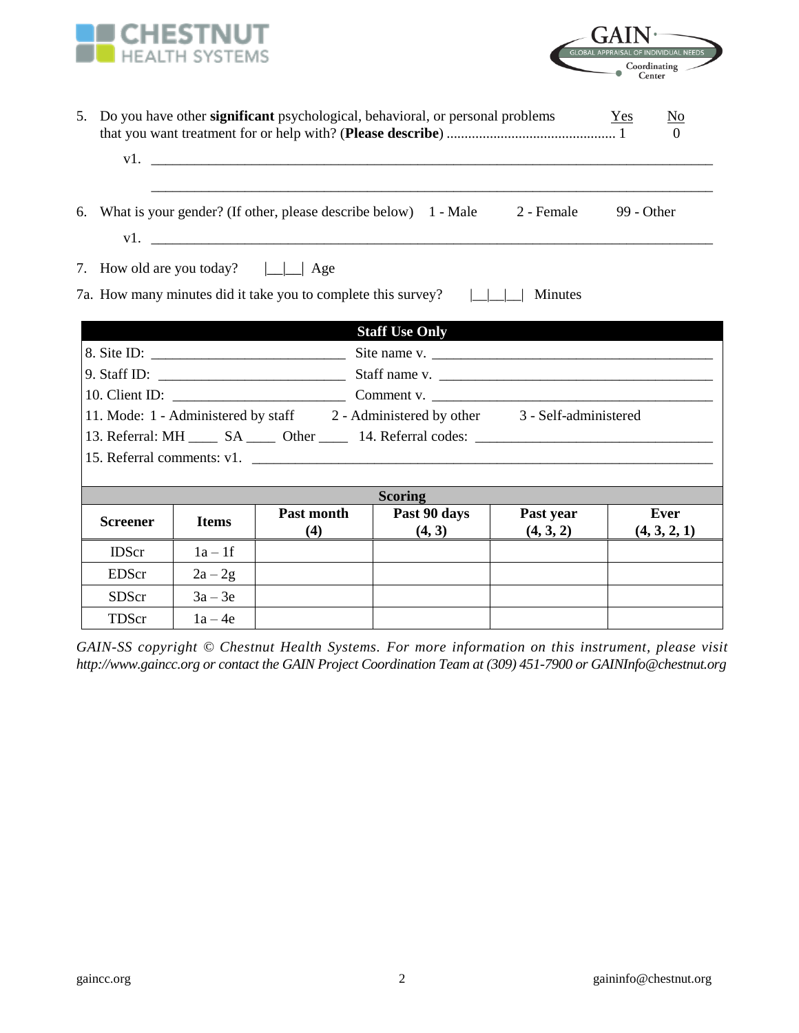5. Do you have other **significant** psychological, behavioral, or personal problems that you want treatment for or help with? (**Please describe**) .............................................. 1 &nbsp;&nbsp; Yes 1 / No 0

v1. ________________________________________________________________________________

________________________________________________________________________________

6. What is your gender? (If other, please describe below) &nbsp; 1 - Male &nbsp;&nbsp; 2 - Female &nbsp;&nbsp; 99 - Other

v1. ________________________________________________________________________________

7. How old are you today? &nbsp; |__|__| Age

7a. How many minutes did it take you to complete this survey? &nbsp; |__|__|__| Minutes

**Staff Use Only**

8. Site ID: ___________________________ Site name v. ________________________________________

9. Staff ID: __________________________ Staff name v. _______________________________________

10. Client ID: ________________________ Comment v. ________________________________________

11. Mode: 1 - Administered by staff &nbsp;&nbsp; 2 - Administered by other &nbsp;&nbsp; 3 - Self-administered

13. Referral: MH ____ SA ____ Other ____ 14. Referral codes: _________________________________

15. Referral comments: v1. ______________________________________________________________

**Scoring**

| Screener | Items | Past month (4) | Past 90 days (4, 3) | Past year (4, 3, 2) | Ever (4, 3, 2, 1) |
|---|---|---|---|---|---|
| IDScr | 1a – 1f | | | | |
| EDScr | 2a – 2g | | | | |
| SDScr | 3a – 3e | | | | |
| TDScr | 1a – 4e | | | | |

*GAIN-SS copyright © Chestnut Health Systems. For more information on this instrument, please visit http://www.gaincc.org or contact the GAIN Project Coordination Team at (309) 451-7900 or GAINInfo@chestnut.org*